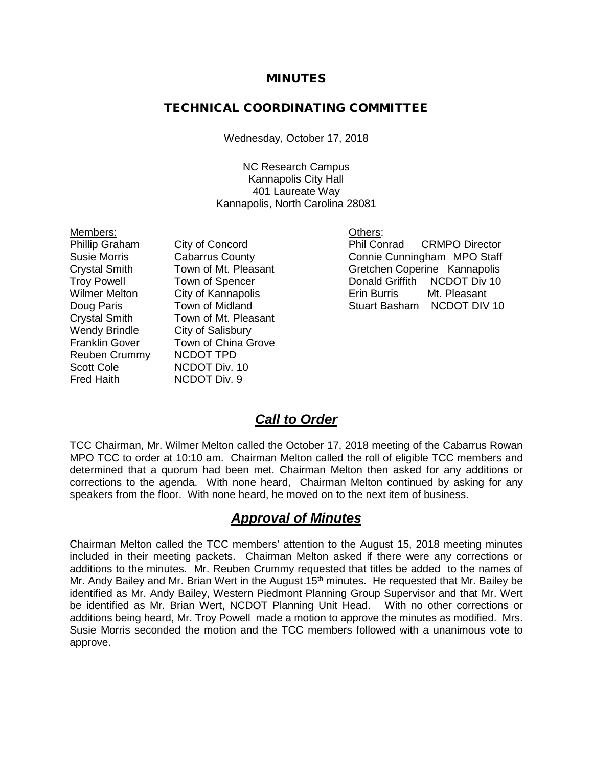# MINUTES

## TECHNICAL COORDINATING COMMITTEE

Wednesday, October 17, 2018

NC Research Campus
Kannapolis City Hall
401 Laureate Way
Kannapolis, North Carolina 28081

Members:

| | |
|---|---|
| Phillip Graham | City of Concord |
| Susie Morris | Cabarrus County |
| Crystal Smith | Town of Mt. Pleasant |
| Troy Powell | Town of Spencer |
| Wilmer Melton | City of Kannapolis |
| Doug Paris | Town of Midland |
| Crystal Smith | Town of Mt. Pleasant |
| Wendy Brindle | City of Salisbury |
| Franklin Gover | Town of China Grove |
| Reuben Crummy | NCDOT TPD |
| Scott Cole | NCDOT Div. 10 |
| Fred Haith | NCDOT Div. 9 |

Others:

| | |
|---|---|
| Phil Conrad | CRMPO Director |
| Connie Cunningham | MPO Staff |
| Gretchen Coperine | Kannapolis |
| Donald Griffith | NCDOT Div 10 |
| Erin Burris | Mt. Pleasant |
| Stuart Basham | NCDOT DIV 10 |

## *Call to Order*

TCC Chairman, Mr. Wilmer Melton called the October 17, 2018 meeting of the Cabarrus Rowan MPO TCC to order at 10:10 am. Chairman Melton called the roll of eligible TCC members and determined that a quorum had been met. Chairman Melton then asked for any additions or corrections to the agenda. With none heard, Chairman Melton continued by asking for any speakers from the floor. With none heard, he moved on to the next item of business.

## *Approval of Minutes*

Chairman Melton called the TCC members' attention to the August 15, 2018 meeting minutes included in their meeting packets. Chairman Melton asked if there were any corrections or additions to the minutes. Mr. Reuben Crummy requested that titles be added to the names of Mr. Andy Bailey and Mr. Brian Wert in the August 15th minutes. He requested that Mr. Bailey be identified as Mr. Andy Bailey, Western Piedmont Planning Group Supervisor and that Mr. Wert be identified as Mr. Brian Wert, NCDOT Planning Unit Head. With no other corrections or additions being heard, Mr. Troy Powell made a motion to approve the minutes as modified. Mrs. Susie Morris seconded the motion and the TCC members followed with a unanimous vote to approve.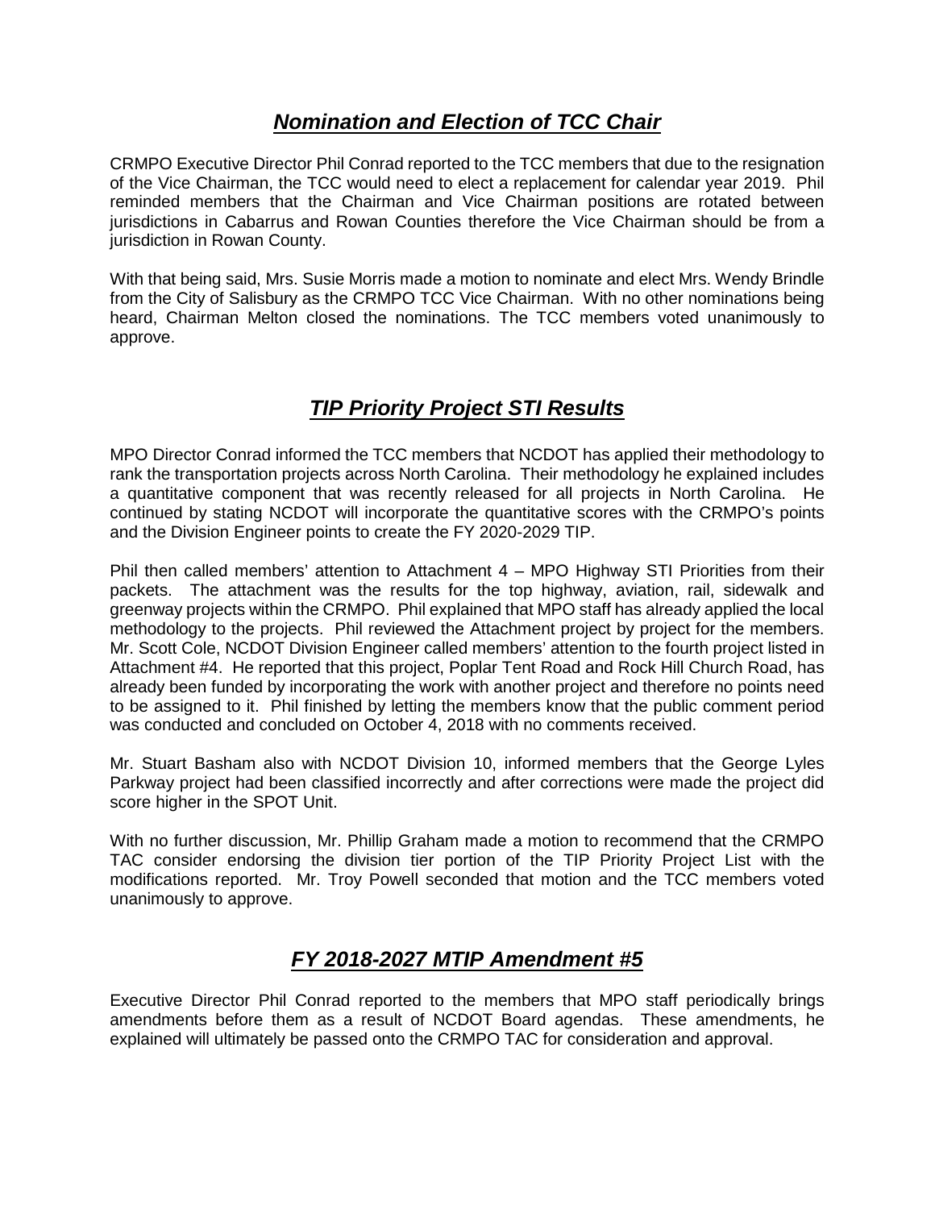## ***Nomination and Election of TCC Chair***

CRMPO Executive Director Phil Conrad reported to the TCC members that due to the resignation of the Vice Chairman, the TCC would need to elect a replacement for calendar year 2019. Phil reminded members that the Chairman and Vice Chairman positions are rotated between jurisdictions in Cabarrus and Rowan Counties therefore the Vice Chairman should be from a jurisdiction in Rowan County.

With that being said, Mrs. Susie Morris made a motion to nominate and elect Mrs. Wendy Brindle from the City of Salisbury as the CRMPO TCC Vice Chairman. With no other nominations being heard, Chairman Melton closed the nominations. The TCC members voted unanimously to approve.

## ***TIP Priority Project STI Results***

MPO Director Conrad informed the TCC members that NCDOT has applied their methodology to rank the transportation projects across North Carolina. Their methodology he explained includes a quantitative component that was recently released for all projects in North Carolina. He continued by stating NCDOT will incorporate the quantitative scores with the CRMPO's points and the Division Engineer points to create the FY 2020-2029 TIP.

Phil then called members' attention to Attachment 4 – MPO Highway STI Priorities from their packets. The attachment was the results for the top highway, aviation, rail, sidewalk and greenway projects within the CRMPO. Phil explained that MPO staff has already applied the local methodology to the projects. Phil reviewed the Attachment project by project for the members. Mr. Scott Cole, NCDOT Division Engineer called members' attention to the fourth project listed in Attachment #4. He reported that this project, Poplar Tent Road and Rock Hill Church Road, has already been funded by incorporating the work with another project and therefore no points need to be assigned to it. Phil finished by letting the members know that the public comment period was conducted and concluded on October 4, 2018 with no comments received.

Mr. Stuart Basham also with NCDOT Division 10, informed members that the George Lyles Parkway project had been classified incorrectly and after corrections were made the project did score higher in the SPOT Unit.

With no further discussion, Mr. Phillip Graham made a motion to recommend that the CRMPO TAC consider endorsing the division tier portion of the TIP Priority Project List with the modifications reported. Mr. Troy Powell seconded that motion and the TCC members voted unanimously to approve.

## ***FY 2018-2027 MTIP Amendment #5***

Executive Director Phil Conrad reported to the members that MPO staff periodically brings amendments before them as a result of NCDOT Board agendas. These amendments, he explained will ultimately be passed onto the CRMPO TAC for consideration and approval.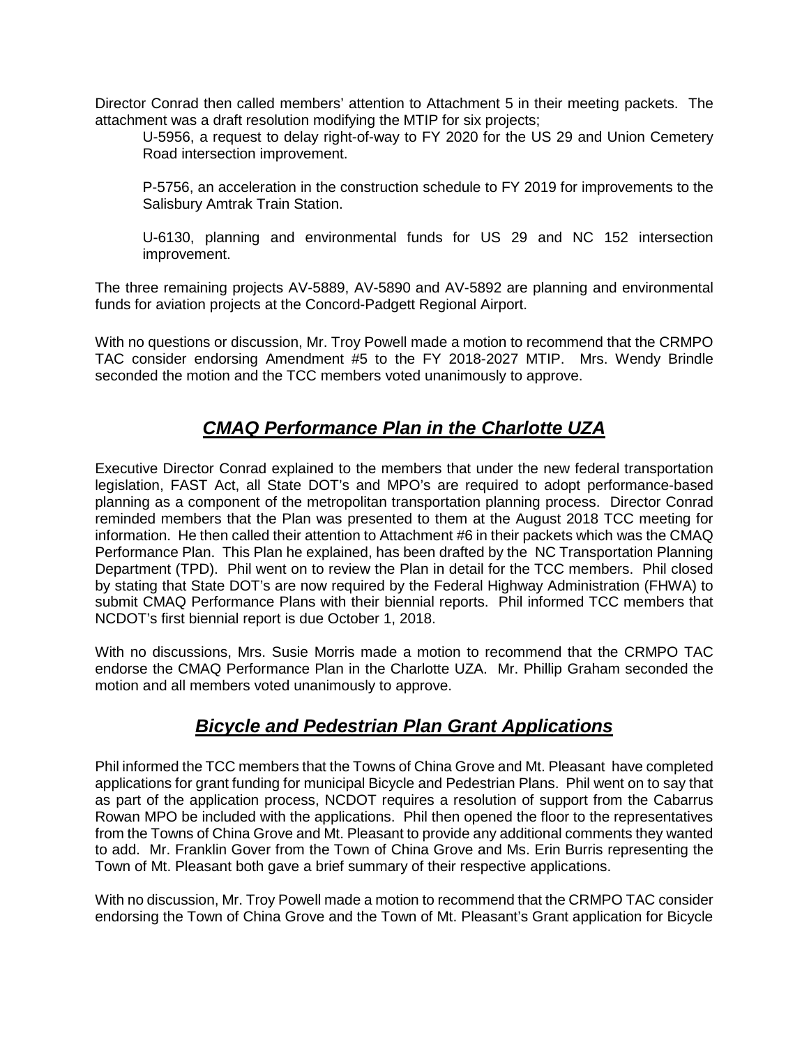Director Conrad then called members' attention to Attachment 5 in their meeting packets. The attachment was a draft resolution modifying the MTIP for six projects;

U-5956, a request to delay right-of-way to FY 2020 for the US 29 and Union Cemetery Road intersection improvement.

P-5756, an acceleration in the construction schedule to FY 2019 for improvements to the Salisbury Amtrak Train Station.

U-6130, planning and environmental funds for US 29 and NC 152 intersection improvement.

The three remaining projects AV-5889, AV-5890 and AV-5892 are planning and environmental funds for aviation projects at the Concord-Padgett Regional Airport.

With no questions or discussion, Mr. Troy Powell made a motion to recommend that the CRMPO TAC consider endorsing Amendment #5 to the FY 2018-2027 MTIP. Mrs. Wendy Brindle seconded the motion and the TCC members voted unanimously to approve.

## ***CMAQ Performance Plan in the Charlotte UZA***

Executive Director Conrad explained to the members that under the new federal transportation legislation, FAST Act, all State DOT's and MPO's are required to adopt performance-based planning as a component of the metropolitan transportation planning process. Director Conrad reminded members that the Plan was presented to them at the August 2018 TCC meeting for information. He then called their attention to Attachment #6 in their packets which was the CMAQ Performance Plan. This Plan he explained, has been drafted by the NC Transportation Planning Department (TPD). Phil went on to review the Plan in detail for the TCC members. Phil closed by stating that State DOT's are now required by the Federal Highway Administration (FHWA) to submit CMAQ Performance Plans with their biennial reports. Phil informed TCC members that NCDOT's first biennial report is due October 1, 2018.

With no discussions, Mrs. Susie Morris made a motion to recommend that the CRMPO TAC endorse the CMAQ Performance Plan in the Charlotte UZA. Mr. Phillip Graham seconded the motion and all members voted unanimously to approve.

## ***Bicycle and Pedestrian Plan Grant Applications***

Phil informed the TCC members that the Towns of China Grove and Mt. Pleasant have completed applications for grant funding for municipal Bicycle and Pedestrian Plans. Phil went on to say that as part of the application process, NCDOT requires a resolution of support from the Cabarrus Rowan MPO be included with the applications. Phil then opened the floor to the representatives from the Towns of China Grove and Mt. Pleasant to provide any additional comments they wanted to add. Mr. Franklin Gover from the Town of China Grove and Ms. Erin Burris representing the Town of Mt. Pleasant both gave a brief summary of their respective applications.

With no discussion, Mr. Troy Powell made a motion to recommend that the CRMPO TAC consider endorsing the Town of China Grove and the Town of Mt. Pleasant's Grant application for Bicycle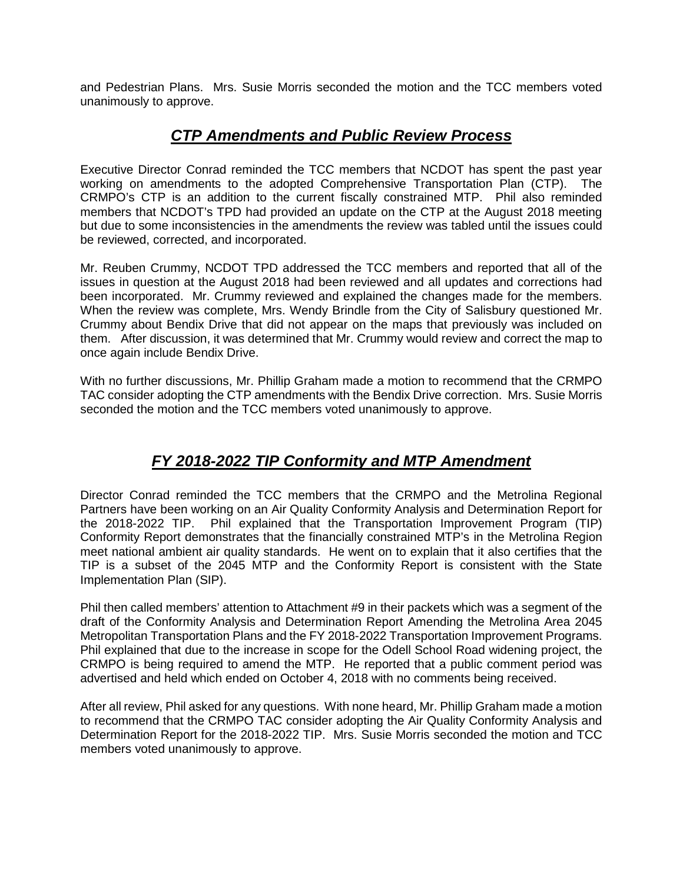and Pedestrian Plans. Mrs. Susie Morris seconded the motion and the TCC members voted unanimously to approve.

## ***CTP Amendments and Public Review Process***

Executive Director Conrad reminded the TCC members that NCDOT has spent the past year working on amendments to the adopted Comprehensive Transportation Plan (CTP). The CRMPO's CTP is an addition to the current fiscally constrained MTP. Phil also reminded members that NCDOT's TPD had provided an update on the CTP at the August 2018 meeting but due to some inconsistencies in the amendments the review was tabled until the issues could be reviewed, corrected, and incorporated.

Mr. Reuben Crummy, NCDOT TPD addressed the TCC members and reported that all of the issues in question at the August 2018 had been reviewed and all updates and corrections had been incorporated. Mr. Crummy reviewed and explained the changes made for the members. When the review was complete, Mrs. Wendy Brindle from the City of Salisbury questioned Mr. Crummy about Bendix Drive that did not appear on the maps that previously was included on them. After discussion, it was determined that Mr. Crummy would review and correct the map to once again include Bendix Drive.

With no further discussions, Mr. Phillip Graham made a motion to recommend that the CRMPO TAC consider adopting the CTP amendments with the Bendix Drive correction. Mrs. Susie Morris seconded the motion and the TCC members voted unanimously to approve.

## ***FY 2018-2022 TIP Conformity and MTP Amendment***

Director Conrad reminded the TCC members that the CRMPO and the Metrolina Regional Partners have been working on an Air Quality Conformity Analysis and Determination Report for the 2018-2022 TIP. Phil explained that the Transportation Improvement Program (TIP) Conformity Report demonstrates that the financially constrained MTP's in the Metrolina Region meet national ambient air quality standards. He went on to explain that it also certifies that the TIP is a subset of the 2045 MTP and the Conformity Report is consistent with the State Implementation Plan (SIP).

Phil then called members' attention to Attachment #9 in their packets which was a segment of the draft of the Conformity Analysis and Determination Report Amending the Metrolina Area 2045 Metropolitan Transportation Plans and the FY 2018-2022 Transportation Improvement Programs. Phil explained that due to the increase in scope for the Odell School Road widening project, the CRMPO is being required to amend the MTP. He reported that a public comment period was advertised and held which ended on October 4, 2018 with no comments being received.

After all review, Phil asked for any questions. With none heard, Mr. Phillip Graham made a motion to recommend that the CRMPO TAC consider adopting the Air Quality Conformity Analysis and Determination Report for the 2018-2022 TIP. Mrs. Susie Morris seconded the motion and TCC members voted unanimously to approve.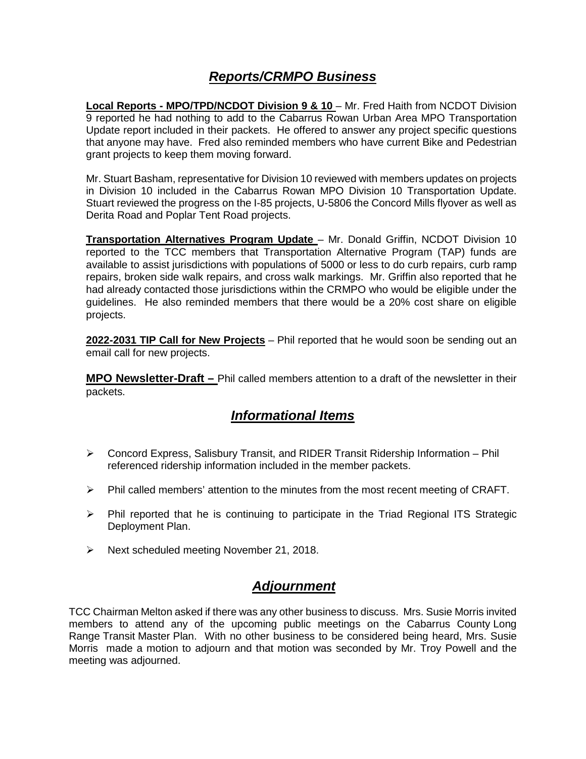## ***Reports/CRMPO Business***

**Local Reports - MPO/TPD/NCDOT Division 9 & 10** – Mr. Fred Haith from NCDOT Division 9 reported he had nothing to add to the Cabarrus Rowan Urban Area MPO Transportation Update report included in their packets. He offered to answer any project specific questions that anyone may have. Fred also reminded members who have current Bike and Pedestrian grant projects to keep them moving forward.

Mr. Stuart Basham, representative for Division 10 reviewed with members updates on projects in Division 10 included in the Cabarrus Rowan MPO Division 10 Transportation Update. Stuart reviewed the progress on the I-85 projects, U-5806 the Concord Mills flyover as well as Derita Road and Poplar Tent Road projects.

**Transportation Alternatives Program Update** – Mr. Donald Griffin, NCDOT Division 10 reported to the TCC members that Transportation Alternative Program (TAP) funds are available to assist jurisdictions with populations of 5000 or less to do curb repairs, curb ramp repairs, broken side walk repairs, and cross walk markings. Mr. Griffin also reported that he had already contacted those jurisdictions within the CRMPO who would be eligible under the guidelines. He also reminded members that there would be a 20% cost share on eligible projects.

**2022-2031 TIP Call for New Projects** – Phil reported that he would soon be sending out an email call for new projects.

**MPO Newsletter-Draft –** Phil called members attention to a draft of the newsletter in their packets.

## ***Informational Items***

- Concord Express, Salisbury Transit, and RIDER Transit Ridership Information – Phil referenced ridership information included in the member packets.
- Phil called members' attention to the minutes from the most recent meeting of CRAFT.
- Phil reported that he is continuing to participate in the Triad Regional ITS Strategic Deployment Plan.
- Next scheduled meeting November 21, 2018.

## ***Adjournment***

TCC Chairman Melton asked if there was any other business to discuss. Mrs. Susie Morris invited members to attend any of the upcoming public meetings on the Cabarrus County Long Range Transit Master Plan. With no other business to be considered being heard, Mrs. Susie Morris made a motion to adjourn and that motion was seconded by Mr. Troy Powell and the meeting was adjourned.